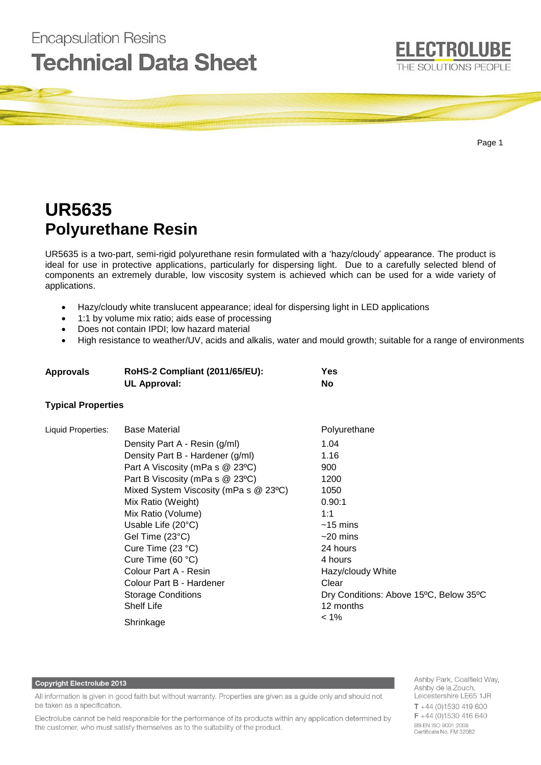Encapsulation Resins

# Technical Data Sheet

ELECTROLUBE
THE SOLUTIONS PEOPLE

# UR5635
# Polyurethane Resin

UR5635 is a two-part, semi-rigid polyurethane resin formulated with a 'hazy/cloudy' appearance. The product is ideal for use in protective applications, particularly for dispersing light. Due to a carefully selected blend of components an extremely durable, low viscosity system is achieved which can be used for a wide variety of applications.

- Hazy/cloudy white translucent appearance; ideal for dispersing light in LED applications
- 1:1 by volume mix ratio; aids ease of processing
- Does not contain IPDI; low hazard material
- High resistance to weather/UV, acids and alkalis, water and mould growth; suitable for a range of environments

| **Approvals** | **RoHS-2 Compliant (2011/65/EU):** | **Yes** |
|---|---|---|
| | **UL Approval:** | **No** |

**Typical Properties**

| Liquid Properties: | Base Material | Polyurethane |
|---|---|---|
| | Density Part A - Resin (g/ml) | 1.04 |
| | Density Part B - Hardener (g/ml) | 1.16 |
| | Part A Viscosity (mPa s @ 23ºC) | 900 |
| | Part B Viscosity (mPa s @ 23ºC) | 1200 |
| | Mixed System Viscosity (mPa s @ 23ºC) | 1050 |
| | Mix Ratio (Weight) | 0.90:1 |
| | Mix Ratio (Volume) | 1:1 |
| | Usable Life (20°C) | ~15 mins |
| | Gel Time (23°C) | ~20 mins |
| | Cure Time (23 °C) | 24 hours |
| | Cure Time (60 °C) | 4 hours |
| | Colour Part A - Resin | Hazy/cloudy White |
| | Colour Part B - Hardener | Clear |
| | Storage Conditions | Dry Conditions: Above 15ºC, Below 35ºC |
| | Shelf Life | 12 months |
| | Shrinkage | < 1% |

**Copyright Electrolube 2013**

All information is given in good faith but without warranty. Properties are given as a guide only and should not be taken as a specification.

Electrolube cannot be held responsible for the performance of its products within any application determined by the customer, who must satisfy themselves as to the suitability of the product.

Ashby Park, Coalfield Way,
Ashby de la Zouch,
Leicestershire LE65 1JR
T +44 (0)1530 419 600
F +44 (0)1530 416 640
BS EN ISO 9001:2008
Certificate No. FM 32082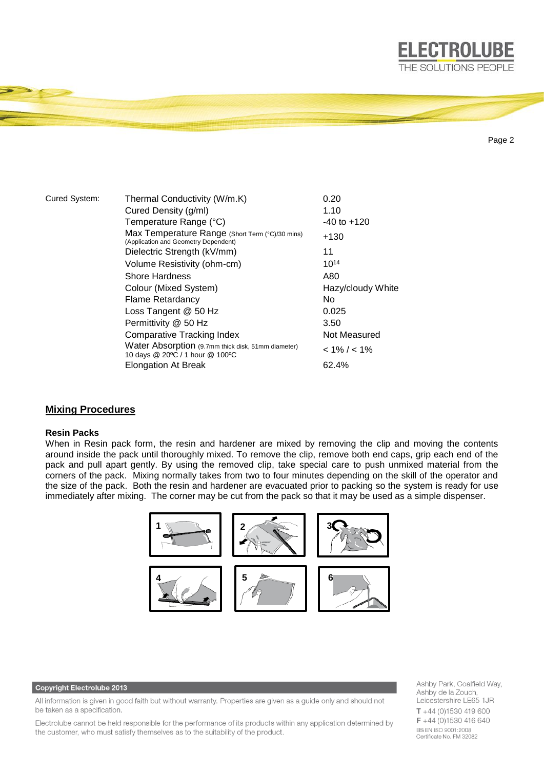| Cured System: | Thermal Conductivity (W/m.K) | 0.20 |
| --- | --- | --- |
| | Cured Density (g/ml) | 1.10 |
| | Temperature Range (°C) | -40 to +120 |
| | Max Temperature Range (Short Term (°C)/30 mins) (Application and Geometry Dependent) | +130 |
| | Dielectric Strength (kV/mm) | 11 |
| | Volume Resistivity (ohm-cm) | $10^{14}$ |
| | Shore Hardness | A80 |
| | Colour (Mixed System) | Hazy/cloudy White |
| | Flame Retardancy | No |
| | Loss Tangent @ 50 Hz | 0.025 |
| | Permittivity @ 50 Hz | 3.50 |
| | Comparative Tracking Index | Not Measured |
| | Water Absorption (9.7mm thick disk, 51mm diameter) 10 days @ 20ºC / 1 hour @ 100ºC | < 1% / < 1% |
| | Elongation At Break | 62.4% |

## Mixing Procedures

**Resin Packs**

When in Resin pack form, the resin and hardener are mixed by removing the clip and moving the contents around inside the pack until thoroughly mixed. To remove the clip, remove both end caps, grip each end of the pack and pull apart gently. By using the removed clip, take special care to push unmixed material from the corners of the pack. Mixing normally takes from two to four minutes depending on the skill of the operator and the size of the pack. Both the resin and hardener are evacuated prior to packing so the system is ready for use immediately after mixing. The corner may be cut from the pack so that it may be used as a simple dispenser.

**Copyright Electrolube 2013**

All information is given in good faith but without warranty. Properties are given as a guide only and should not be taken as a specification.

Electrolube cannot be held responsible for the performance of its products within any application determined by the customer, who must satisfy themselves as to the suitability of the product.

Ashby Park, Coalfield Way, Ashby de la Zouch, Leicestershire LE65 1JR
T +44 (0)1530 419 600
F +44 (0)1530 416 640
BS EN ISO 9001:2008
Certificate No. FM 32082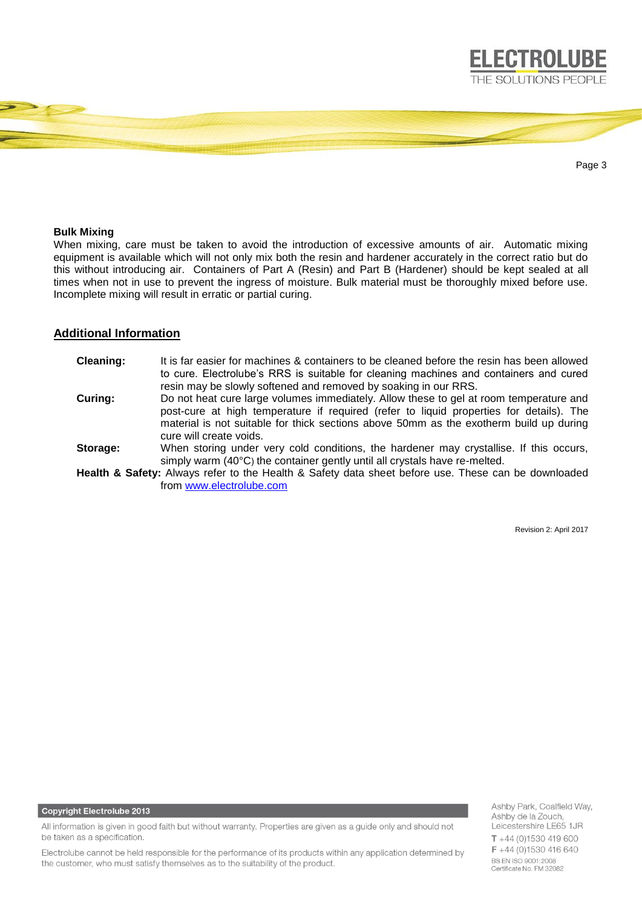**Bulk Mixing**

When mixing, care must be taken to avoid the introduction of excessive amounts of air. Automatic mixing equipment is available which will not only mix both the resin and hardener accurately in the correct ratio but do this without introducing air. Containers of Part A (Resin) and Part B (Hardener) should be kept sealed at all times when not in use to prevent the ingress of moisture. Bulk material must be thoroughly mixed before use. Incomplete mixing will result in erratic or partial curing.

## Additional Information

**Cleaning:** It is far easier for machines & containers to be cleaned before the resin has been allowed to cure. Electrolube's RRS is suitable for cleaning machines and containers and cured resin may be slowly softened and removed by soaking in our RRS.

**Curing:** Do not heat cure large volumes immediately. Allow these to gel at room temperature and post-cure at high temperature if required (refer to liquid properties for details). The material is not suitable for thick sections above 50mm as the exotherm build up during cure will create voids.

**Storage:** When storing under very cold conditions, the hardener may crystallise. If this occurs, simply warm (40°C) the container gently until all crystals have re-melted.

**Health & Safety:** Always refer to the Health & Safety data sheet before use. These can be downloaded from www.electrolube.com

Revision 2: April 2017

**Copyright Electrolube 2013**

All information is given in good faith but without warranty. Properties are given as a guide only and should not be taken as a specification.

Electrolube cannot be held responsible for the performance of its products within any application determined by the customer, who must satisfy themselves as to the suitability of the product.

Ashby Park, Coalfield Way,
Ashby de la Zouch,
Leicestershire LE65 1JR
T +44 (0)1530 419 600
F +44 (0)1530 416 640
BS EN ISO 9001:2008
Certificate No. FM 32082